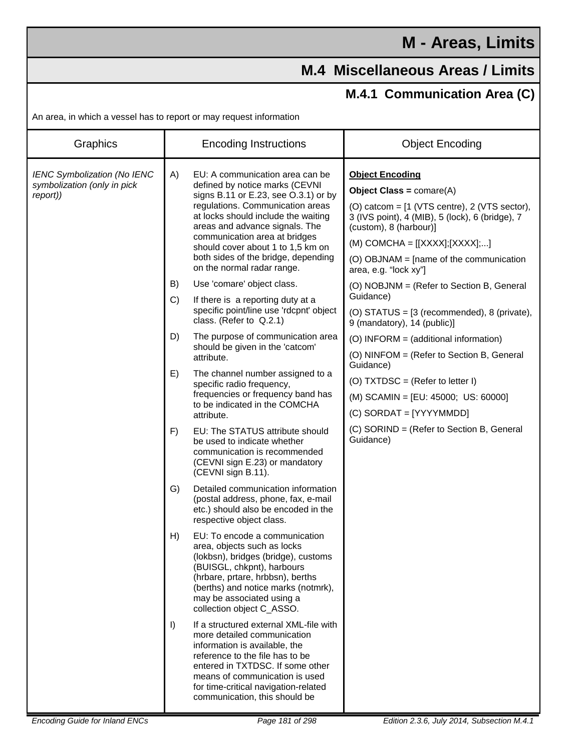# M - Areas, Limits

## M.4 Miscellaneous Areas / Limits

### M.4.1 Communication Area (C)

An area, in which a vessel has to report or may request information

| Graphics | Encoding Instructions | Object Encoding |
|---|---|---|
| *IENC Symbolization (No IENC symbolization (only in pick report))* | A) EU: A communication area can be defined by notice marks (CEVNI signs B.11 or E.23, see O.3.1) or by regulations. Communication areas at locks should include the waiting areas and advance signals. The communication area at bridges should cover about 1 to 1,5 km on both sides of the bridge, depending on the normal radar range.<br><br>B) Use 'comare' object class.<br><br>C) If there is a reporting duty at a specific point/line use 'rdcpnt' object class. (Refer to Q.2.1)<br><br>D) The purpose of communication area should be given in the 'catcom' attribute.<br><br>E) The channel number assigned to a specific radio frequency, frequencies or frequency band has to be indicated in the COMCHA attribute.<br><br>F) EU: The STATUS attribute should be used to indicate whether communication is recommended (CEVNI sign E.23) or mandatory (CEVNI sign B.11).<br><br>G) Detailed communication information (postal address, phone, fax, e-mail etc.) should also be encoded in the respective object class.<br><br>H) EU: To encode a communication area, objects such as locks (lokbsn), bridges (bridge), customs (BUISGL, chkpnt), harbours (hrbare, prtare, hrbbsn), berths (berths) and notice marks (notmrk), may be associated using a collection object C_ASSO.<br><br>I) If a structured external XML-file with more detailed communication information is available, the reference to the file has to be entered in TXTDSC. If some other means of communication is used for time-critical navigation-related communication, this should be | **<u>Object Encoding</u>**<br><br>**Object Class =** comare(A)<br><br>(O) catcom = [1 (VTS centre), 2 (VTS sector), 3 (IVS point), 4 (MIB), 5 (lock), 6 (bridge), 7 (custom), 8 (harbour)]<br><br>(M) COMCHA = [[XXXX];[XXXX];...]<br><br>(O) OBJNAM = [name of the communication area, e.g. "lock xy"]<br><br>(O) NOBJNM = (Refer to Section B, General Guidance)<br><br>(O) STATUS = [3 (recommended), 8 (private), 9 (mandatory), 14 (public)]<br><br>(O) INFORM = (additional information)<br><br>(O) NINFOM = (Refer to Section B, General Guidance)<br><br>(O) TXTDSC = (Refer to letter I)<br><br>(M) SCAMIN = [EU: 45000; US: 60000]<br><br>(C) SORDAT = [YYYYMMDD]<br><br>(C) SORIND = (Refer to Section B, General Guidance) |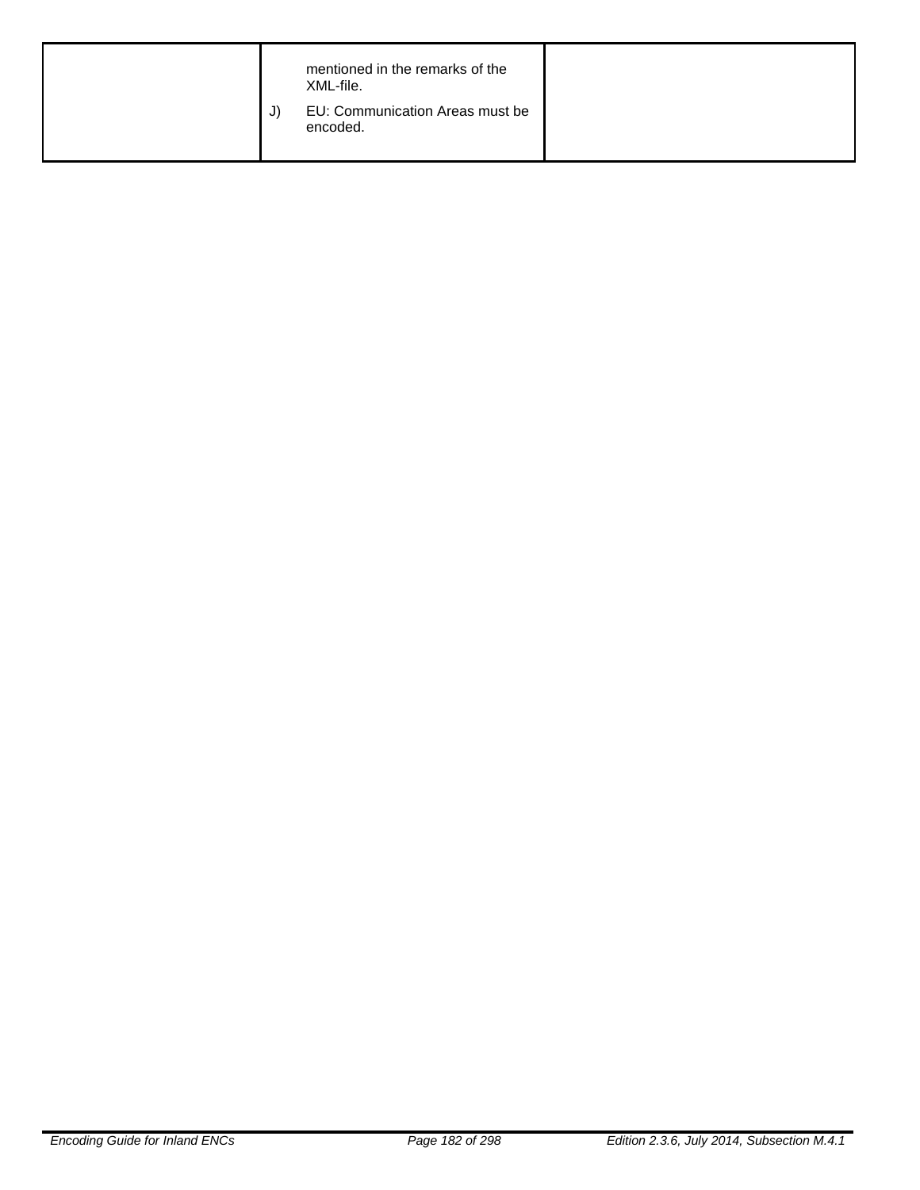| | | |
|---|---|---|
| | mentioned in the remarks of the XML-file.<br><br>J) EU: Communication Areas must be encoded. | |